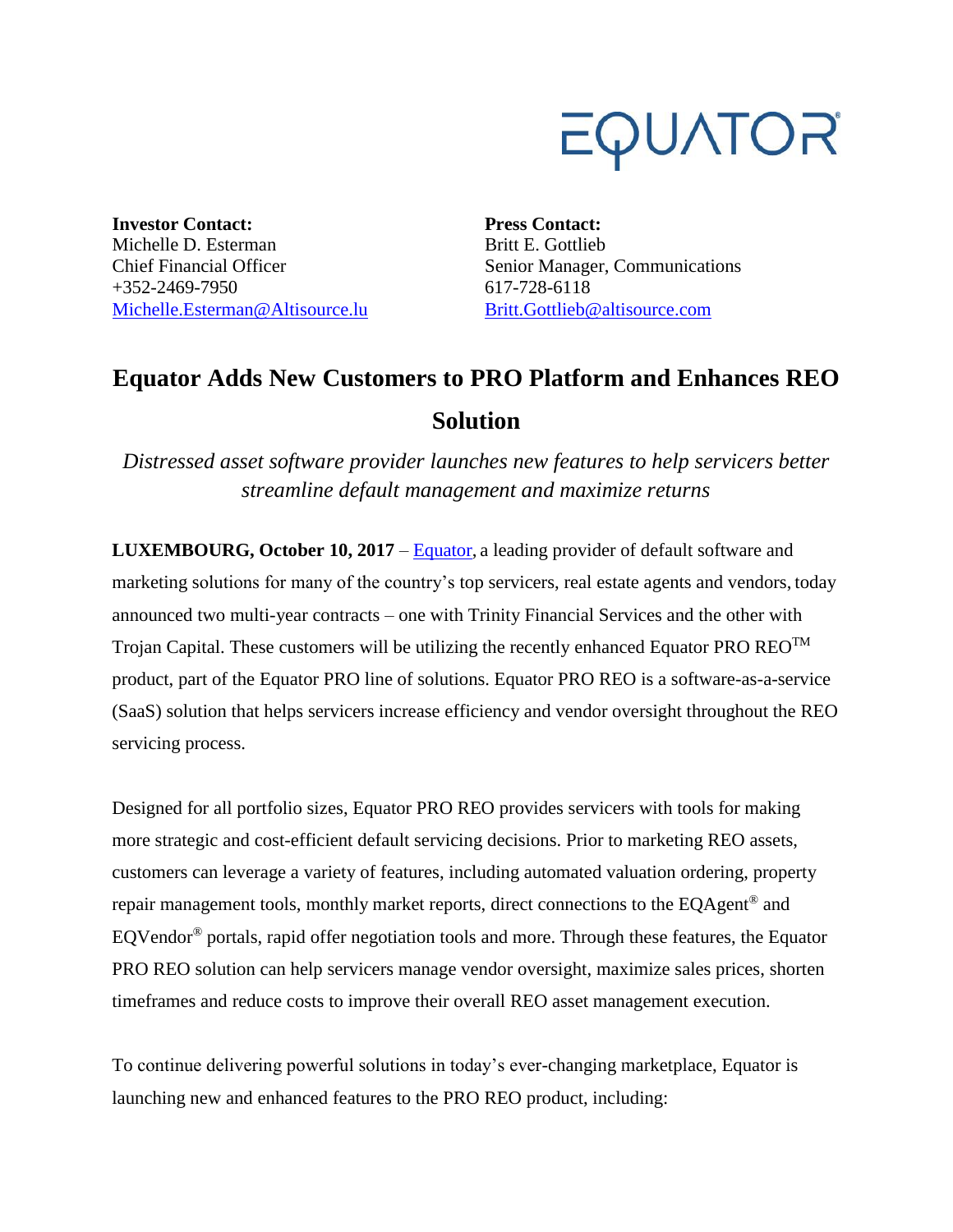EQUATOR®

**Investor Contact:**
Michelle D. Esterman
Chief Financial Officer
+352-2469-7950
Michelle.Esterman@Altisource.lu

**Press Contact:**
Britt E. Gottlieb
Senior Manager, Communications
617-728-6118
Britt.Gottlieb@altisource.com

# Equator Adds New Customers to PRO Platform and Enhances REO Solution

*Distressed asset software provider launches new features to help servicers better streamline default management and maximize returns*

**LUXEMBOURG, October 10, 2017** – Equator, a leading provider of default software and marketing solutions for many of the country's top servicers, real estate agents and vendors, today announced two multi-year contracts – one with Trinity Financial Services and the other with Trojan Capital. These customers will be utilizing the recently enhanced Equator PRO REO™ product, part of the Equator PRO line of solutions. Equator PRO REO is a software-as-a-service (SaaS) solution that helps servicers increase efficiency and vendor oversight throughout the REO servicing process.

Designed for all portfolio sizes, Equator PRO REO provides servicers with tools for making more strategic and cost-efficient default servicing decisions. Prior to marketing REO assets, customers can leverage a variety of features, including automated valuation ordering, property repair management tools, monthly market reports, direct connections to the EQAgent® and EQVendor® portals, rapid offer negotiation tools and more. Through these features, the Equator PRO REO solution can help servicers manage vendor oversight, maximize sales prices, shorten timeframes and reduce costs to improve their overall REO asset management execution.

To continue delivering powerful solutions in today's ever-changing marketplace, Equator is launching new and enhanced features to the PRO REO product, including: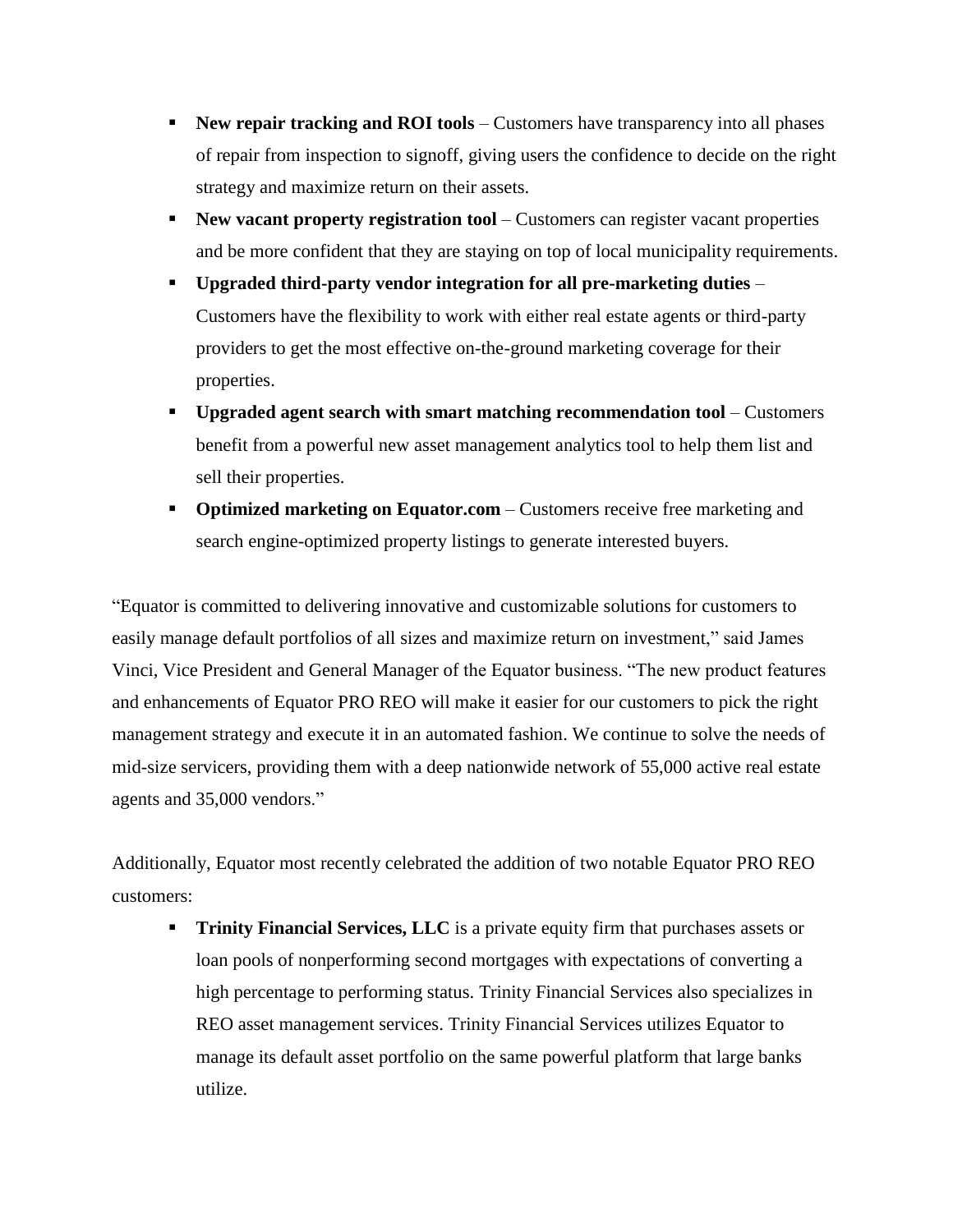- **New repair tracking and ROI tools** – Customers have transparency into all phases of repair from inspection to signoff, giving users the confidence to decide on the right strategy and maximize return on their assets.
- **New vacant property registration tool** – Customers can register vacant properties and be more confident that they are staying on top of local municipality requirements.
- **Upgraded third-party vendor integration for all pre-marketing duties** – Customers have the flexibility to work with either real estate agents or third-party providers to get the most effective on-the-ground marketing coverage for their properties.
- **Upgraded agent search with smart matching recommendation tool** – Customers benefit from a powerful new asset management analytics tool to help them list and sell their properties.
- **Optimized marketing on Equator.com** – Customers receive free marketing and search engine-optimized property listings to generate interested buyers.

"Equator is committed to delivering innovative and customizable solutions for customers to easily manage default portfolios of all sizes and maximize return on investment," said James Vinci, Vice President and General Manager of the Equator business. "The new product features and enhancements of Equator PRO REO will make it easier for our customers to pick the right management strategy and execute it in an automated fashion. We continue to solve the needs of mid-size servicers, providing them with a deep nationwide network of 55,000 active real estate agents and 35,000 vendors."

Additionally, Equator most recently celebrated the addition of two notable Equator PRO REO customers:

- **Trinity Financial Services, LLC** is a private equity firm that purchases assets or loan pools of nonperforming second mortgages with expectations of converting a high percentage to performing status. Trinity Financial Services also specializes in REO asset management services. Trinity Financial Services utilizes Equator to manage its default asset portfolio on the same powerful platform that large banks utilize.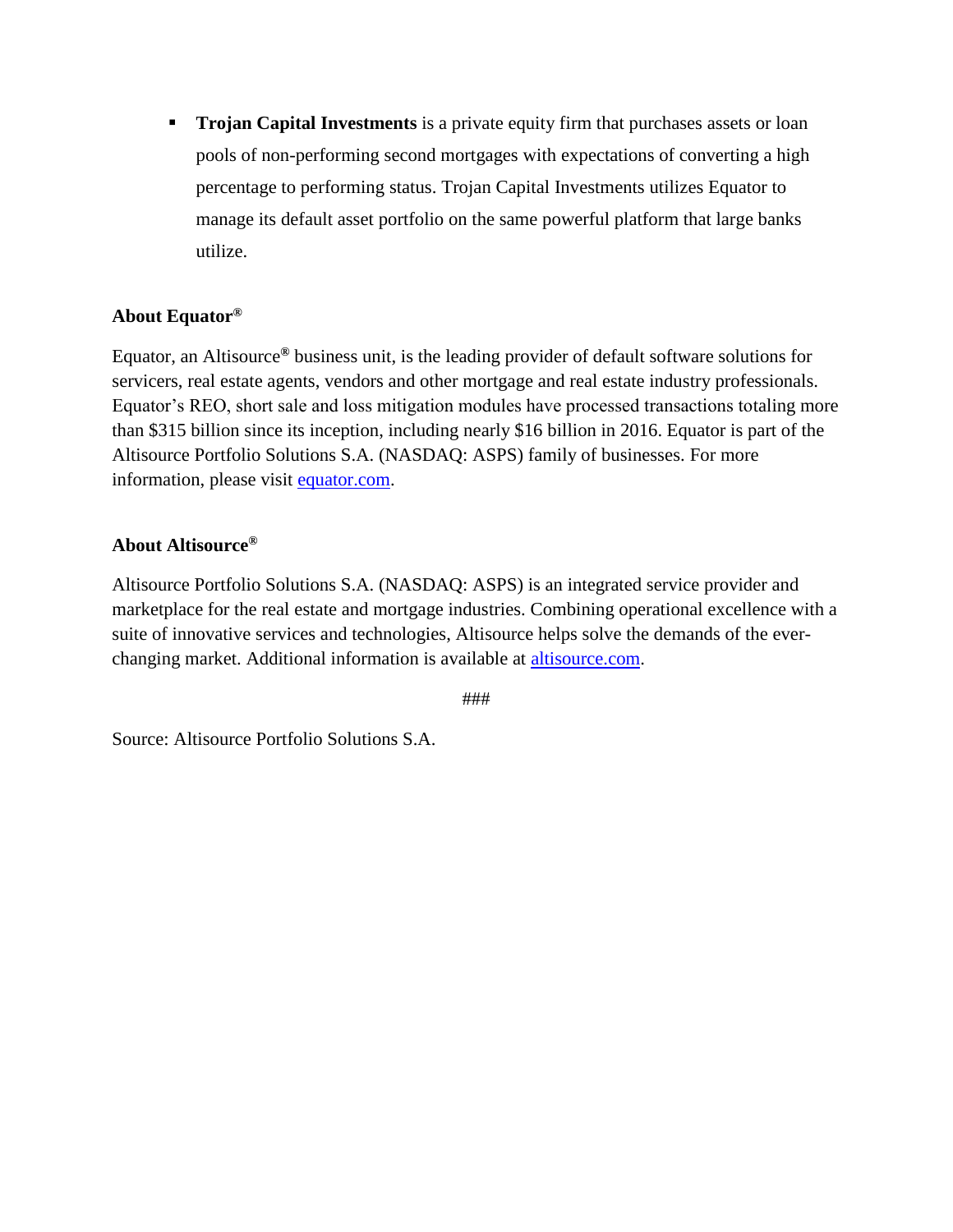- **Trojan Capital Investments** is a private equity firm that purchases assets or loan pools of non-performing second mortgages with expectations of converting a high percentage to performing status. Trojan Capital Investments utilizes Equator to manage its default asset portfolio on the same powerful platform that large banks utilize.

**About Equator®**

Equator, an Altisource® business unit, is the leading provider of default software solutions for servicers, real estate agents, vendors and other mortgage and real estate industry professionals. Equator's REO, short sale and loss mitigation modules have processed transactions totaling more than $315 billion since its inception, including nearly $16 billion in 2016. Equator is part of the Altisource Portfolio Solutions S.A. (NASDAQ: ASPS) family of businesses. For more information, please visit [equator.com](equator.com).

**About Altisource®**

Altisource Portfolio Solutions S.A. (NASDAQ: ASPS) is an integrated service provider and marketplace for the real estate and mortgage industries. Combining operational excellence with a suite of innovative services and technologies, Altisource helps solve the demands of the ever-changing market. Additional information is available at [altisource.com](altisource.com).

###

Source: Altisource Portfolio Solutions S.A.